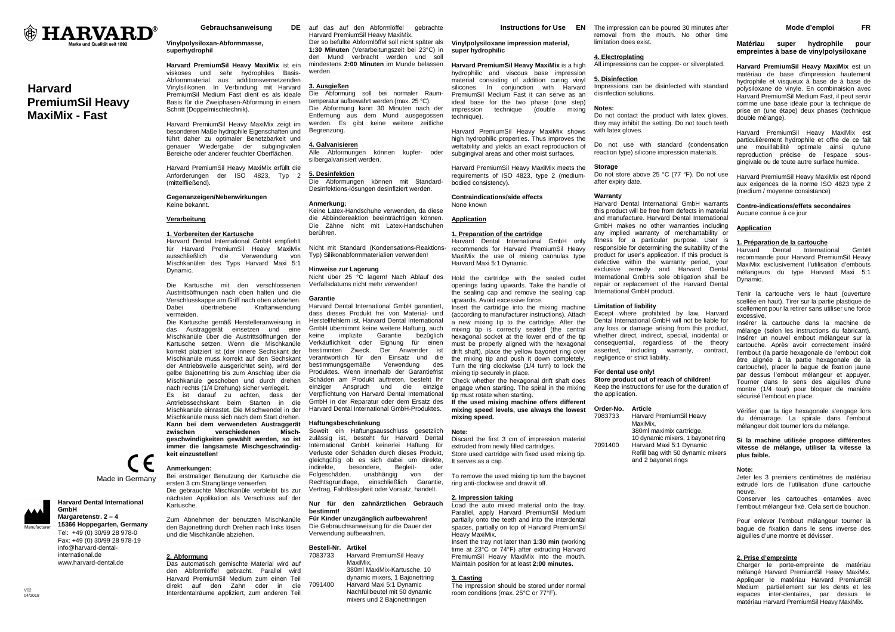# HARVARD®

Marke und Qualität seit 1892

# Harvard PremiumSil Heavy MaxiMix - Fast

CE

Made in Germany

Manufacturer

**Harvard Dental International GmbH**
**Margaretenstr. 2 – 4**
**15366 Hoppegarten, Germany**
Tel: +49 (0) 30/99 28 978-0
Fax: +49 (0) 30/99 28 978-19
info@harvard-dental-international.de
www.harvard-dental.de

V02
04/2018

## Gebrauchsanweisung DE

**Vinylpolysiloxan-Abformmasse, superhydrophil**

**Harvard PremiumSil Heavy MaxiMix** ist ein viskoses und sehr hydrophiles Basis-Abformmaterial aus additionsvernetzenden Vinylsilikonen. In Verbindung mit Harvard PremiumSil Medium Fast dient es als ideale Basis für die Zweiphasen-Abformung in einem Schritt (Doppelmischtechnik).

Harvard PremiumSil Heavy MaxiMix zeigt im besonderen Maße hydrophile Eigenschaften und führt daher zu optimaler Benetzbarkeit und genauer Wiedergabe der subgingivalen Bereiche oder anderer feuchter Oberflächen.

Harvard PremiumSil Heavy MaxiMix erfüllt die Anforderungen der ISO 4823, Typ 2 (mittelfließend).

**Gegenanzeigen/Nebenwirkungen**
Keine bekannt.

**Verarbeitung**

**1. Vorbereiten der Kartusche**
Harvard Dental International GmbH empfiehlt für Harvard PremiumSil Heavy MaxiMix ausschließlich die Verwendung von Mischkanülen des Typs Harvard Maxi 5:1 Dynamic.

Die Kartusche mit den verschlossenen Austrittsöffnungen nach oben halten und die Verschlusskappe am Griff nach oben abziehen. Dabei übertriebene Kraftanwendung vermeiden.
Die Kartusche gemäß Herstelleranweisung in das Austraggerät einsetzen und eine Mischkanüle über die Austrittsöffnungen der Kartusche setzen. Wenn die Mischkanüle korrekt platziert ist (der innere Sechskant der Mischkanüle muss korrekt auf den Sechskant der Antriebswelle ausgerichtet sein), wird der gelbe Bajonettring bis zum Anschlag über die Mischkanüle geschoben und durch drehen nach rechts (1/4 Drehung) sicher verriegelt.
Es ist darauf zu achten, dass der Antriebssechskant beim Starten in die Mischkanüle einrastet. Die Mischwendel in der Mischkanüle muss sich nach dem Start drehen.
**Kann bei dem verwendeten Austraggerät zwischen verschiedenen Misch-geschwindigkeiten gewählt werden, so ist immer die langsamste Mischgeschwindig-keit einzustellen!**

**Anmerkungen:**
Bei erstmaliger Benutzung der Kartusche die ersten 3 cm Stranglänge verwerfen.
Die gebrauchte Mischkanüle verbleibt bis zur nächsten Applikation als Verschluss auf der Kartusche.

Zum Abnehmen der benutzten Mischkanüle den Bajonettring durch Drehen nach links lösen und die Mischkanüle abziehen.

**2. Abformung**
Das automatisch gemischte Material wird auf den Abformlöffel gebracht. Parallel wird Harvard PremiumSil Medium zum einen Teil direkt auf den Zahn oder in die Interdentalräume appliziert, zum anderen Teil auf das auf den Abformlöffel gebrachte Harvard PremiumSil Heavy MaxiMix.
Der so befüllte Abformlöffel soll nicht später als **1:30 Minuten** (Verarbeitungszeit bei 23°C) in den Mund verbracht werden und soll mindestens **2:00 Minuten** im Munde belassen werden.

**3. Ausgießen**
Die Abformung soll bei normaler Raumtemperatur aufbewahrt werden (max. 25 °C).
Die Abformung kann 30 Minuten nach der Entfernung aus dem Mund ausgegossen werden. Es gibt keine weitere zeitliche Begrenzung.

**4. Galvanisieren**
Alle Abformungen können kupfer- oder silbergalvanisiert werden.

**5. Desinfektion**
Die Abformungen können mit Standard-Desinfektions-lösungen desinfiziert werden.

**Anmerkung:**
Keine Latex-Handschuhe verwenden, da diese die Abbindereaktion beeinträchtigen können. Die Zähne nicht mit Latex-Handschuhen berühren.

Nicht mit Standard (Kondensations-Reaktions-Typ) Silikonabformmaterialien verwenden!

**Hinweise zur Lagerung**
Nicht über 25 °C lagern! Nach Ablauf des Verfallsdatums nicht mehr verwenden!

**Garantie**
Harvard Dental International GmbH garantiert, dass dieses Produkt frei von Material- und Herstellfehlern ist. Harvard Dental International GmbH übernimmt keine weitere Haftung, auch keine implizite Garantie bezüglich Verkäuflichkeit oder Eignung für einen bestimmten Zweck. Der Anwender ist verantwortlich für den Einsatz und die bestimmungsgemäße Verwendung des Produktes. Wenn innerhalb der Garantiefrist Schäden am Produkt auftreten, besteht Ihr einziger Anspruch und die einzige Verpflichtung von Harvard Dental International GmbH in der Reparatur oder dem Ersatz des Harvard Dental International GmbH-Produktes.

**Haftungsbeschränkung**
Soweit ein Haftungsausschluss gesetzlich zulässig ist, besteht für Harvard Dental International GmbH keinerlei Haftung für Verluste oder Schäden durch dieses Produkt, gleichgültig ob es sich dabei um direkte, indirekte, besondere, Begleit- oder Folgeschäden, unabhängig von der Rechtsgrundlage, einschließlich Garantie, Vertrag, Fahrlässigkeit oder Vorsatz, handelt.

**Nur für den zahnärztlichen Gebrauch bestimmt!**
**Für Kinder unzugänglich aufbewahren!**
Die Gebrauchsanweisung für die Dauer der Verwendung aufbewahren.

| Bestell-Nr. | Artikel |
|---|---|
| 7083733 | Harvard PremiumSil Heavy MaxiMix, 380ml MaxiMix-Kartusche, 10 dynamic mixers, 1 Bajonettring |
| 7091400 | Harvard Maxi 5:1 Dynamic Nachfüllbeutel mit 50 dynamic mixers und 2 Bajonettringen |

## Instructions for Use EN

**Vinylpolysiloxane impression material, super hydrophilic**

**Harvard PremiumSil Heavy MaxiMix** is a high hydrophilic and viscous base impression material consisting of addition curing vinyl silicones. In conjunction with Harvard PremiumSil Medium Fast it can serve as an ideal base for the two phase (one step) impression technique (double mixing technique).

Harvard PremiumSil Heavy MaxiMix shows high hydrophilic properties. Thus improves the wettability and yields an exact reproduction of subgingival areas and other moist surfaces.

Harvard PremiumSil Heavy MaxiMix meets the requirements of ISO 4823, type 2 (medium-bodied consistency).

**Contraindications/side effects**
None known

**Application**

**1. Preparation of the cartridge**
Harvard Dental International GmbH only recommends for Harvard PremiumSil Heavy MaxiMix the use of mixing cannulas type Harvard Maxi 5:1 Dynamic.

Hold the cartridge with the sealed outlet openings facing upwards. Take the handle of the sealing cap and remove the sealing cap upwards. Avoid excessive force.
Insert the cartridge into the mixing machine (according to manufacturer instructions). Attach a new mixing tip to the cartridge. After the mixing tip is correctly seated (the central hexagonal socket at the lower end of the tip must be properly aligned with the hexagonal drift shaft), place the yellow bayonet ring over the mixing tip and push it down completely. Turn the ring clockwise (1/4 turn) to lock the mixing tip securely in place.
Check whether the hexagonal drift shaft does engage when starting. The spiral in the mixing tip must rotate when starting.
**If the used mixing machine offers different mixing speed levels, use always the lowest mixing speed.**

**Note:**
Discard the first 3 cm of impression material extruded from newly filled cartridges.
Store used cartridge with fixed used mixing tip. It serves as a cap.

To remove the used mixing tip turn the bayonet ring anti-clockwise and draw it off.

**2. Impression taking**
Load the auto mixed material onto the tray. Parallel, apply Harvard PremiumSil Medium partially onto the teeth and into the interdental spaces, partially on top of Harvard PremiumSil Heavy MaxiMix.
Insert the tray not later than **1:30 min** (working time at 23°C or 74°F) after extruding Harvard PremiumSil Heavy MaxiMix into the mouth. Maintain position for at least **2:00 minutes.**

**3. Casting**
The impression should be stored under normal room conditions (max. 25°C or 77°F).
The impression can be poured 30 minutes after removal from the mouth. No other time limitation does exist.

**4. Electroplating**
All impressions can be copper- or silverplated.

**5. Disinfection**
Impressions can be disinfected with standard disinfection solutions.

**Notes:**
Do not contact the product with latex gloves, they may inhibit the setting. Do not touch teeth with latex gloves.

Do not use with standard (condensation reaction type) silicone impression materials.

**Storage**
Do not store above 25 °C (77 °F). Do not use after expiry date.

**Warranty**
Harvard Dental International GmbH warrants this product will be free from defects in material and manufacture. Harvard Dental International GmbH makes no other warranties including any implied warranty of merchantability or fitness for a particular purpose. User is responsible for determining the suitability of the product for user's application. If this product is defective within the warranty period, your exclusive remedy and Harvard Dental International GmbHs sole obligation shall be repair or replacement of the Harvard Dental International GmbH product.

**Limitation of liability**
Except where prohibited by law, Harvard Dental International GmbH will not be liable for any loss or damage arising from this product, whether direct, indirect, special, incidental or consequential, regardless of the theory asserted, including warranty, contract, negligence or strict liability.

**For dental use only!**
**Store product out of reach of children!**
Keep the instructions for use for the duration of the application.

| Order-No. | Article |
|---|---|
| 7083733 | Harvard PremiumSil Heavy MaxiMix, 380ml maximix cartridge, 10 dynamic mixers, 1 bayonet ring |
| 7091400 | Harvard Maxi 5:1 Dynamic Refill bag with 50 dynamic mixers and 2 bayonet rings |

## Mode d'emploi FR

**Matériau super hydrophile pour empreintes à base de vinylpolysiloxane**

**Harvard PremiumSil Heavy MaxiMix** est un matériau de base d'empreinaction hautement hydrophile et visqueux à base de à base de polysiloxane de vinyle. En combinaison avec Harvard PremiumSil Medium Fast, il peut servir comme une base idéale pour la technique de prise en (une étape) deux phases (technique double mélange).

Harvard PremiumSil Heavy MaxiMix est particulièrement hydrophile et offre de ce fait une mouillabilité optimale ainsi qu'une reproduction précise de l'espace sous-gingivale ou de toute autre surface humide.

Harvard PremiumSil Heavy MaxiMix est répond aux exigences de la norme ISO 4823 type 2 (medium / moyenne consistance)

**Contre-indications/effets secondaires**
Aucune connue à ce jour

**Application**

**1. Préparation de la cartouche**
Harvard Dental International GmbH recommande pour Harvard PremiumSil Heavy MaxiMix exclusivement l'utilisation d'embouts mélangeurs du type Harvard Maxi 5:1 Dynamic.

Tenir la cartouche vers le haut (ouverture scellée en haut). Tirer sur la partie plastique de scellement pour la retirer sans utiliser une force excessive.
Insérer la cartouche dans la machine de mélange (selon les instructions du fabricant). Insérer un nouvel embout mélangeur sur la cartouche. Après avoir correctement inséré l'embout (la partie hexagonale de l'embout doit être alignée à la partie hexagonale de la cartouche), placer la bague de fixation jaune par dessus l'embout mélangeur et appuyer. Tourner dans le sens des aiguilles d'une montre (1/4 tour) pour bloquer de manière sécurisé l'embout en place.

Vérifier que la tige hexagonale s'engage lors du démarrage. La spirale dans l'embout mélangeur doit tourner lors du mélange.

**Si la machine utilisée propose différentes vitesse de mélange, utiliser la vitesse la plus faible.**

**Note:**
Jeter les 3 premiers centimètres de matériau extrudé lors de l'utilisation d'une cartouche neuve.
Conserver les cartouches entamées avec l'embout mélangeur fixé. Cela sert de bouchon.

Pour enlever l'embout mélangeur tourner la bague de fixation dans le sens inverse des aiguilles d'une montre et dévisser.

**2. Prise d'empreinte**
Charger le porte-empreinte de matériau mélangé Harvard PremiumSil Heavy MaxiMix. Appliquer le matériau Harvard PremiumSil Medium partiellement sur les dents et les espaces inter-dentaires, par dessus le matériau Harvard PremiumSil Heavy MaxiMix.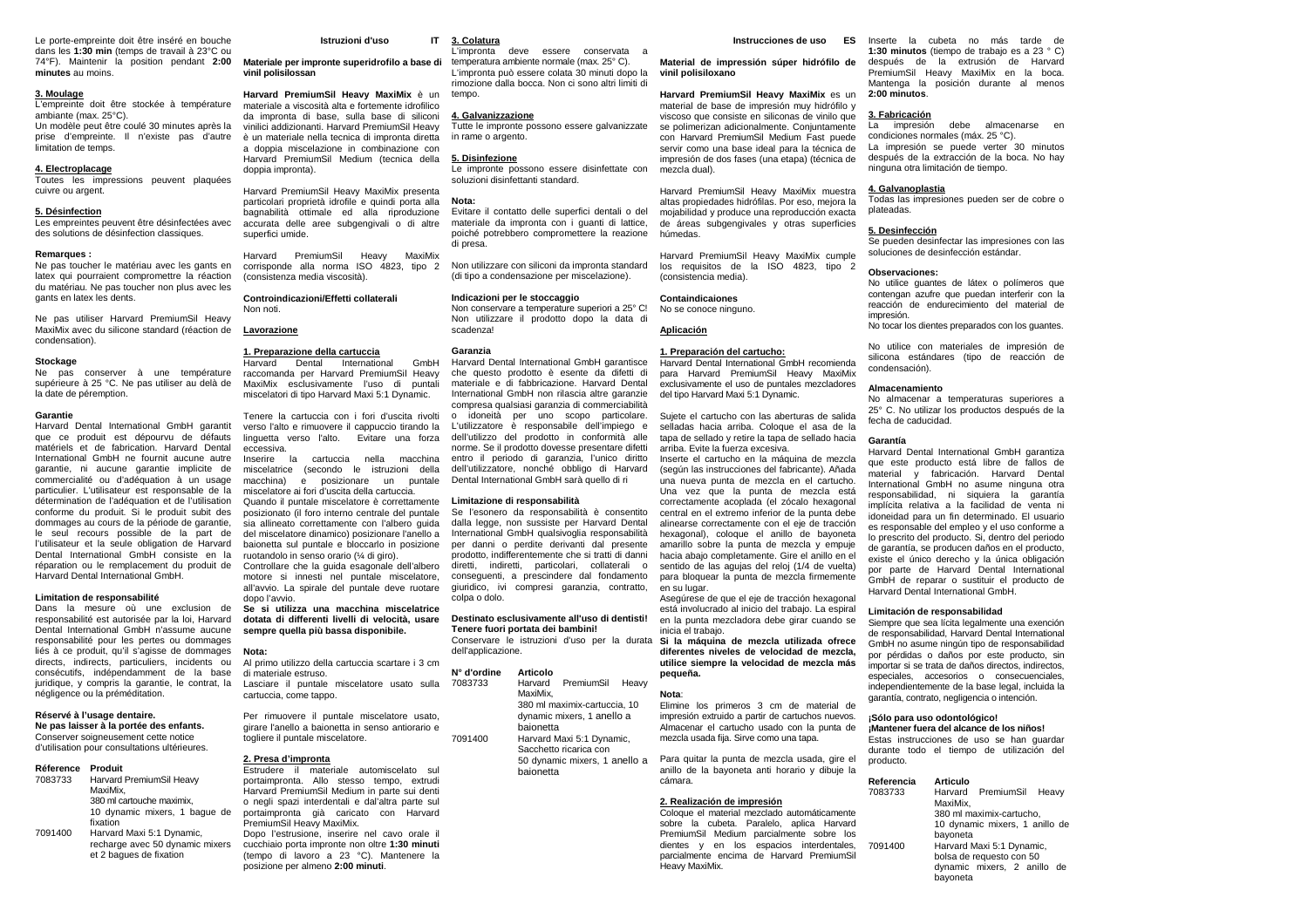Le porte-empreinte doit être inséré en bouche dans les **1:30 min** (temps de travail à 23°C ou 74°F). Maintenir la position pendant **2:00 minutes** au moins.

### 3. Moulage

L'empreinte doit être stockée à température ambiante (max. 25°C).
Un modèle peut être coulé 30 minutes après la prise d'empreinte. Il n'existe pas d'autre limitation de temps.

### 4. Electroplacage

Toutes les impressions peuvent être plaquées cuivre ou argent.

### 5. Désinfection

Les empreintes peuvent être désinfectées avec des solutions de désinfection classiques.

**Remarques :**
Ne pas toucher le matériau avec les gants en latex qui pourraient compromettre la réaction du matériau. Ne pas toucher non plus avec les gants en latex les dents.

Ne pas utiliser Harvard PremiumSil Heavy MaxiMix avec du silicone standard (réaction de condensation).

**Stockage**
Ne pas conserver à une température supérieure à 25 °C. Ne pas utiliser au delà de la date de péremption.

**Garantie**
Harvard Dental International GmbH garantit que ce produit est dépourvu de défauts matériels et de fabrication. Harvard Dental International GmbH ne fournit aucune autre garantie, ni aucune garantie implicite de commercialité ou d'adéquation à un usage particulier. L'utilisateur est responsable de la détermination de l'adéquation et de l'utilisation conforme du produit. Si le produit subit des dommages au cours de la période de garantie, le seul recours possible de la part de l'utilisateur et la seule obligation de Harvard Dental International GmbH consiste en la réparation ou le remplacement du produit de Harvard Dental International GmbH.

**Limitation de responsabilité**
Dans la mesure où une exclusion de responsabilité est autorisée par la loi, Harvard Dental International GmbH n'assume aucune responsabilité pour les pertes ou dommages liés à ce produit, qu'il s'agisse de dommages directs, indirects, particuliers, incidents ou consécutifs, indépendamment de la base juridique, y compris la garantie, le contrat, la négligence ou la préméditation.

**Réservé à l'usage dentaire.**
**Ne pas laisser à la portée des enfants.**
Conserver soigneusement cette notice d'utilisation pour consultations ultérieures.

| Référence | Produit |
|---|---|
| 7083733 | Harvard PremiumSil Heavy MaxiMix, 380 ml cartouche maximix, 10 dynamic mixers, 1 bague de fixation |
| 7091400 | Harvard Maxi 5:1 Dynamic, recharge avec 50 dynamic mixers et 2 bagues de fixation |

## Istruzioni d'uso IT

**Materiale per impronte superidrofilo a base di vinil polisilossan**

**Harvard PremiumSil Heavy MaxiMix** è un materiale a viscosità alta e fortemente idrofilico da impronta di base, sulla base di siliconi vinilici addizionanti. Harvard PremiumSil Heavy è un materiale nella tecnica di impronta diretta a doppia miscelazione in combinazione con Harvard PremiumSil Medium (tecnica della doppia impronta).

Harvard PremiumSil Heavy MaxiMix presenta particolari proprietà idrofile e quindi porta alla bagnabilità ottimale ed alla riproduzione accurata delle aree subgengivali o di altre superfici umide.

Harvard PremiumSil Heavy MaxiMix corrisponde alla norma ISO 4823, tipo 2 (consistenza media viscosità).

**Controindicazioni/Effetti collaterali**
Non noti.

**Lavorazione**

### 1. Preparazione della cartuccia

Harvard Dental International GmbH raccomanda per Harvard PremiumSil Heavy MaxiMix esclusivamente l'uso di puntali miscelatori di tipo Harvard Maxi 5:1 Dynamic.

Tenere la cartuccia con i fori d'uscita rivolti verso l'alto e rimuovere il cappuccio tirando la linguetta verso l'alto. Evitare una forza eccessiva.
Inserire la cartuccia nella macchina miscelatrice (secondo le istruzioni della macchina) e posizionare un puntale miscelatore ai fori d'uscita della cartuccia.
Quando il puntale miscelatore è correttamente posizionato (il foro interno centrale del puntale sia allineato correttamente con l'albero guida del miscelatore dinamico) posizionare l'anello a baionetta sul puntale e bloccarlo in posizione ruotandolo in senso orario (¼ di giro).
Controllare che la guida esagonale dell'albero motore si innesti nel puntale miscelatore, all'avvio. La spirale del puntale deve ruotare dopo l'avvio.
**Se si utilizza una macchina miscelatrice dotata di differenti livelli di velocità, usare sempre quella più bassa disponibile.**

**Nota:**
Al primo utilizzo della cartuccia scartare i 3 cm di materiale estruso.
Lasciare il puntale miscelatore usato sulla cartuccia, come tappo.

Per rimuovere il puntale miscelatore usato, girare l'anello a baionetta in senso antiorario e togliere il puntale miscelatore.

### 2. Presa d'impronta

Estrudere il materiale automiscelato sul portaimpronta. Allo stesso tempo, estrudi Harvard PremiumSil Medium in parte sui denti o negli spazi interdentali e dal'altra parte sul portaimpronta già caricato con Harvard PremiumSil Heavy MaxiMix.
Dopo l'estrusione, inserire nel cavo orale il cucchiaio porta impronte non oltre **1:30 minuti** (tempo di lavoro a 23 °C). Mantenere la posizione per almeno **2:00 minuti**.

### 3. Colatura

L'impronta deve essere conservata a temperatura ambiente normale (max. 25° C).
L'impronta può essere colata 30 minuti dopo la rimozione dalla bocca. Non ci sono altri limiti di tempo.

### 4. Galvanizzazione

Tutte le impronte possono essere galvanizzate in rame o argento.

### 5. Disinfezione

Le impronte possono essere disinfettate con soluzioni disinfettanti standard.

**Nota:**
Evitare il contatto delle superfici dentali o del materiale da impronta con i guanti di lattice, poiché potrebbero compromettere la reazione di presa.

Non utilizzare con siliconi da impronta standard (di tipo a condensazione per miscelazione).

**Indicazioni per le stoccaggio**
Non conservare a temperature superiori a 25° C! Non utilizzare il prodotto dopo la data di scadenza!

**Garanzia**
Harvard Dental International GmbH garantisce che questo prodotto è esente da difetti di materiale e di fabbricazione. Harvard Dental International GmbH non rilascia altre garanzie compresa qualsiasi garanzia di commerciabilità o idoneità per uno scopo particolare. L'utilizzatore è responsabile dell'impiego e dell'utilizzo del prodotto in conformità alle norme. Se il prodotto dovesse presentare difetti entro il periodo di garanzia, l'unico diritto dell'utilizzatore, nonché obbligo di Harvard Dental International GmbH sarà quello di ri

**Limitazione di responsabilità**
Se l'esonero da responsabilità è consentito dalla legge, non sussiste per Harvard Dental International GmbH qualsivoglia responsabilità per danni o perdite derivanti dal presente prodotto, indifferentemente che si tratti di danni diretti, indiretti, particolari, collaterali o conseguenti, a prescindere dal fondamento giuridico, ivi compresi garanzia, contratto, colpa o dolo.

**Destinato esclusivamente all'uso di dentisti!**
**Tenere fuori portata dei bambini!**
Conservare le istruzioni d'uso per la durata dell'applicazione.

| N° d'ordine | Articolo |
|---|---|
| 7083733 | Harvard PremiumSil Heavy MaxiMix, 380 ml maximix-cartuccia, 10 dynamic mixers, 1 anello a baionetta |
| 7091400 | Harvard Maxi 5:1 Dynamic, Sacchetto ricarica con 50 dynamic mixers, 1 anello a baionetta |

## Instrucciones de uso ES

**Material de impresión súper hidrófilo de vinil polisiloxano**

**Harvard PremiumSil Heavy MaxiMix** es un material de base de impresión muy hidrófilo y viscoso que consiste en siliconas de vinilo que se polimerizan adicionalmente. Conjuntamente con Harvard PremiumSil Medium Fast puede servir como una base ideal para la técnica de impresión de dos fases (una etapa) (técnica de mezcla dual).

Harvard PremiumSil Heavy MaxiMix muestra altas propiedades hidrófilas. Por eso, mejora la mojabilidad y produce una reproducción exacta de áreas subgingivales y otras superficies húmedas.

Harvard PremiumSil Heavy MaxiMix cumple los requisitos de la ISO 4823, tipo 2 (consistencia media).

**Containdicaiones**
No se conoce ninguno.

**Aplicación**

### 1. Preparación del cartucho:

Harvard Dental International GmbH recomienda para Harvard PremiumSil Heavy MaxiMix exclusivamente el uso de puntales mezcladores del tipo Harvard Maxi 5:1 Dynamic.

Sujete el cartucho con las aberturas de salida selladas hacia arriba. Coloque el asa de la tapa de sellado y retire la tapa de sellado hacia arriba. Evite la fuerza excesiva.
Inserte el cartucho en la máquina de mezcla (según las instrucciones del fabricante). Añada una nueva punta de mezcla en el cartucho. Una vez que la punta de mezcla está correctamente acoplada (el zócalo hexagonal central en el extremo inferior de la punta debe alinearse correctamente con el eje de tracción hexagonal), coloque el anillo de bayoneta amarillo sobre la punta de mezcla y empuje hacia abajo completamente. Gire el anillo en el sentido de las agujas del reloj (1/4 de vuelta) para bloquear la punta de mezcla firmemente en su lugar.
Asegúrese de que el eje de tracción hexagonal está involucrado al inicio del trabajo. La espiral en la punta mezcladora debe girar cuando se inicia el trabajo.
**Si la máquina de mezcla utilizada ofrece diferentes niveles de velocidad de mezcla, utilice siempre la velocidad de mezcla más pequeña.**

**Nota**:
Elimine los primeros 3 cm de material de impresión extruido a partir de cartuchos nuevos. Almacenar el cartucho usado con la punta de mezcla usada fija. Sirve como una tapa.

Para quitar la punta de mezcla usada, gire el anillo de la bayoneta anti horario y dibuje la cámara.

### 2. Realización de impresión

Coloque el material mezclado automáticamente sobre la cubeta. Paralelo, aplica Harvard PremiumSil Medium parcialmente sobre los dientes y en los espacios interdentales, parcialmente encima de Harvard PremiumSil Heavy MaxiMix.

Inserte la cubeta no más tarde de **1:30 minutos** (tiempo de trabajo es a 23 ° C) después de la extrusión de Harvard PremiumSil Heavy MaxiMix en la boca. Mantenga la posición durante al menos **2:00 minutos**.

### 3. Fabricación

La impresión debe almacenarse en condiciones normales (máx. 25 °C).
La impresión se puede verter 30 minutos después de la extracción de la boca. No hay ninguna otra limitación de tiempo.

### 4. Galvanoplastia

Todas las impresiones pueden ser de cobre o plateadas.

### 5. Desinfección

Se pueden desinfectar las impresiones con las soluciones de desinfección estándar.

**Observaciones:**
No utilice guantes de látex o polímeros que contengan azufre que puedan interferir con la reacción de endurecimiento del material de impresión.
No tocar los dientes preparados con los guantes.

No utilice con materiales de impresión de silicona estándares (tipo de reacción de condensación).

**Almacenamiento**
No almacenar a temperaturas superiores a 25° C. No utilizar los productos después de la fecha de caducidad.

**Garantía**
Harvard Dental International GmbH garantiza que este producto está libre de fallos de material y fabricación. Harvard Dental International GmbH no asume ninguna otra responsabilidad, ni siquiera la garantía implícita relativa a la facilidad de venta ni idoneidad para un fin determinado. El usuario es responsable del empleo y el uso conforme a lo prescrito del producto. Si, dentro del periodo de garantía, se producen daños en el producto, existe el único derecho y la única obligación por parte de Harvard Dental International GmbH de reparar o sustituir el producto de Harvard Dental International GmbH.

**Limitación de responsabilidad**
Siempre que sea lícita legalmente una exención de responsabilidad, Harvard Dental International GmbH no asume ningún tipo de responsabilidad por pérdidas o daños por este producto, sin importar si se trata de daños directos, indirectos, especiales, accesorios o consecuenciales, independientemente de la base legal, incluida la garantía, contrato, negligencia o intención.

**¡Sólo para uso odontológico!**
**¡Mantener fuera del alcance de los niños!**
Estas instrucciones de uso se han guardar durante todo el tiempo de utilización del producto.

| Referencia | Artículo |
|---|---|
| 7083733 | Harvard PremiumSil Heavy MaxiMix, 380 ml maximix-cartucho, 10 dynamic mixers, 1 anillo de bayoneta |
| 7091400 | Harvard Maxi 5:1 Dynamic, bolsa de requesto con 50 dynamic mixers, 2 anillo de bayoneta |